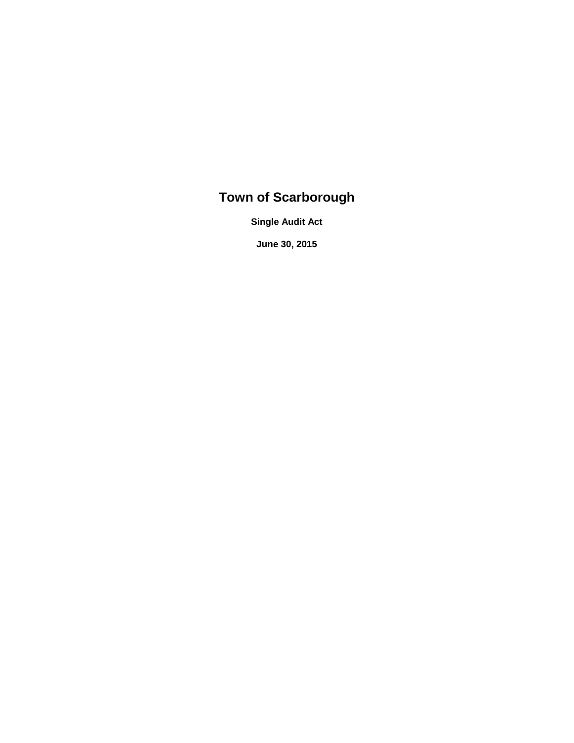# Town of Scarborough

**Single Audit Act**

**June 30, 2015**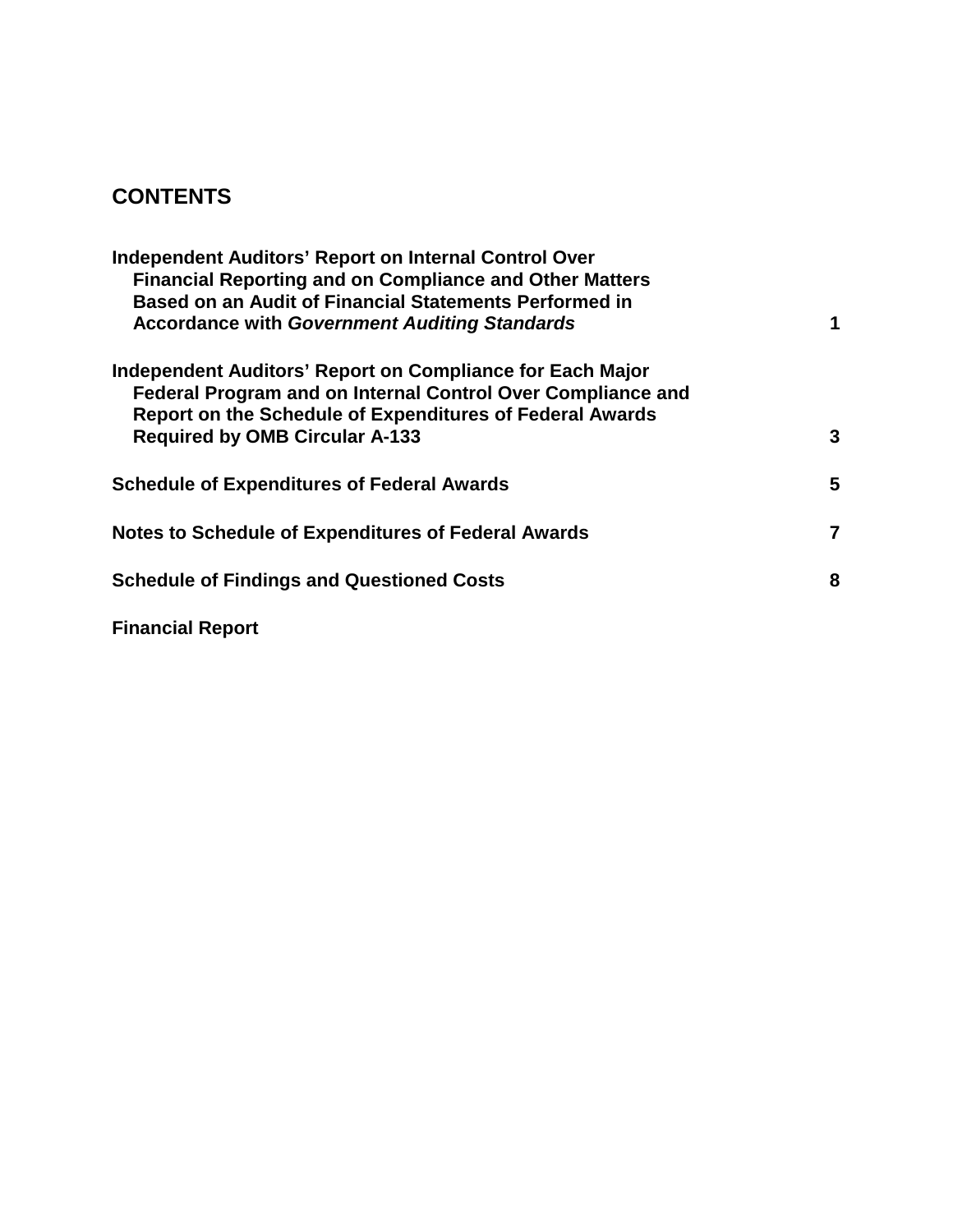# CONTENTS

| | |
|---|---|
| **Independent Auditors' Report on Internal Control Over Financial Reporting and on Compliance and Other Matters Based on an Audit of Financial Statements Performed in Accordance with *Government Auditing Standards*** | **1** |
| **Independent Auditors' Report on Compliance for Each Major Federal Program and on Internal Control Over Compliance and Report on the Schedule of Expenditures of Federal Awards Required by OMB Circular A-133** | **3** |
| **Schedule of Expenditures of Federal Awards** | **5** |
| **Notes to Schedule of Expenditures of Federal Awards** | **7** |
| **Schedule of Findings and Questioned Costs** | **8** |
| **Financial Report** | |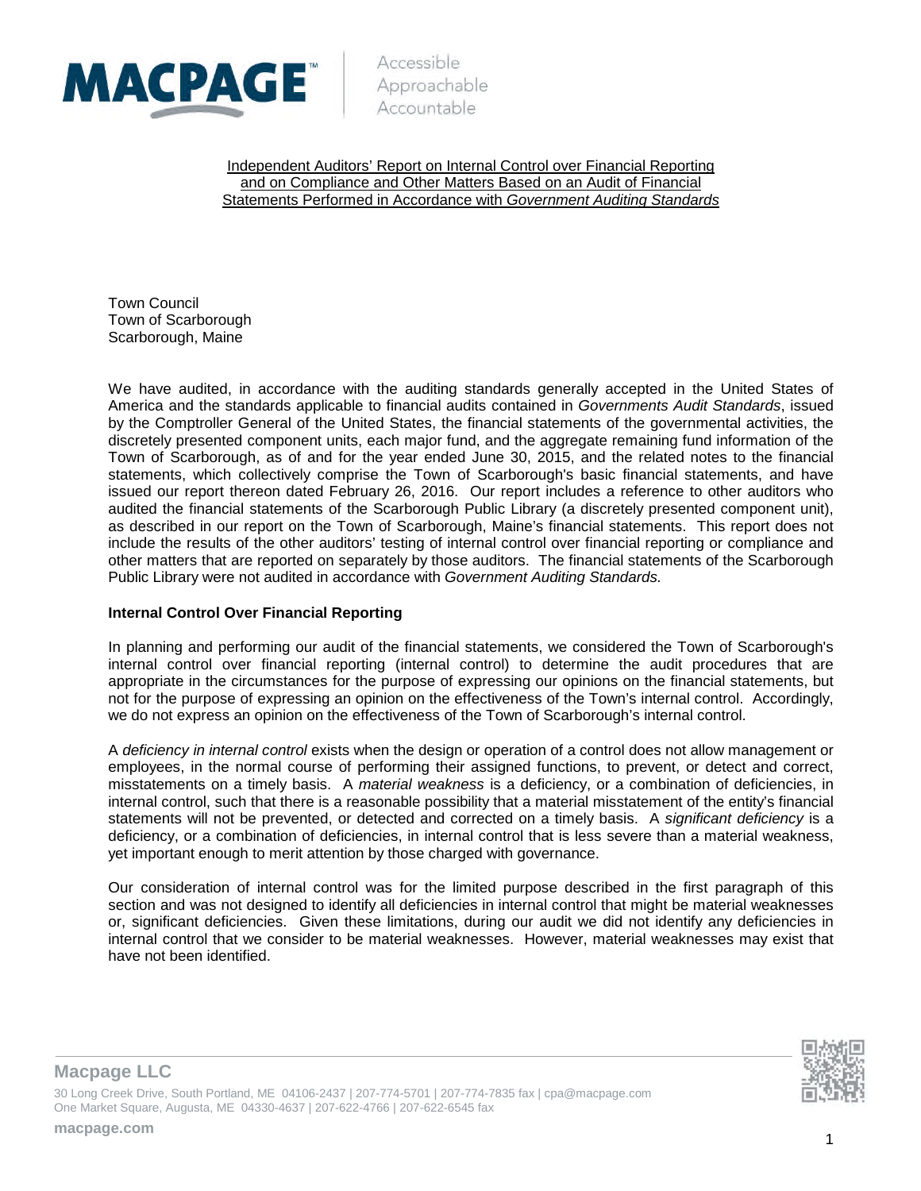Independent Auditors' Report on Internal Control over Financial Reporting and on Compliance and Other Matters Based on an Audit of Financial Statements Performed in Accordance with *Government Auditing Standards*

Town Council
Town of Scarborough
Scarborough, Maine

We have audited, in accordance with the auditing standards generally accepted in the United States of America and the standards applicable to financial audits contained in *Governments Audit Standards*, issued by the Comptroller General of the United States, the financial statements of the governmental activities, the discretely presented component units, each major fund, and the aggregate remaining fund information of the Town of Scarborough, as of and for the year ended June 30, 2015, and the related notes to the financial statements, which collectively comprise the Town of Scarborough's basic financial statements, and have issued our report thereon dated February 26, 2016. Our report includes a reference to other auditors who audited the financial statements of the Scarborough Public Library (a discretely presented component unit), as described in our report on the Town of Scarborough, Maine's financial statements. This report does not include the results of the other auditors' testing of internal control over financial reporting or compliance and other matters that are reported on separately by those auditors. The financial statements of the Scarborough Public Library were not audited in accordance with *Government Auditing Standards.*

**Internal Control Over Financial Reporting**

In planning and performing our audit of the financial statements, we considered the Town of Scarborough's internal control over financial reporting (internal control) to determine the audit procedures that are appropriate in the circumstances for the purpose of expressing our opinions on the financial statements, but not for the purpose of expressing an opinion on the effectiveness of the Town's internal control. Accordingly, we do not express an opinion on the effectiveness of the Town of Scarborough's internal control.

A *deficiency in internal control* exists when the design or operation of a control does not allow management or employees, in the normal course of performing their assigned functions, to prevent, or detect and correct, misstatements on a timely basis. A *material weakness* is a deficiency, or a combination of deficiencies, in internal control, such that there is a reasonable possibility that a material misstatement of the entity's financial statements will not be prevented, or detected and corrected on a timely basis. A *significant deficiency* is a deficiency, or a combination of deficiencies, in internal control that is less severe than a material weakness, yet important enough to merit attention by those charged with governance.

Our consideration of internal control was for the limited purpose described in the first paragraph of this section and was not designed to identify all deficiencies in internal control that might be material weaknesses or, significant deficiencies. Given these limitations, during our audit we did not identify any deficiencies in internal control that we consider to be material weaknesses. However, material weaknesses may exist that have not been identified.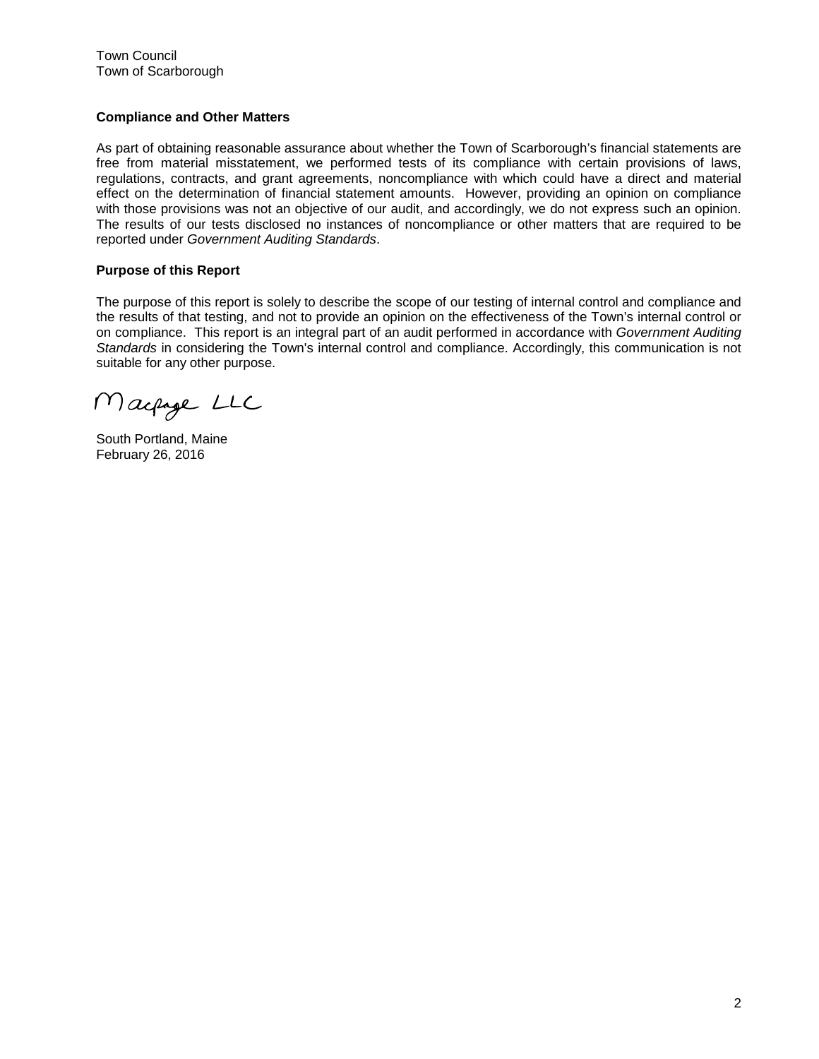Town Council
Town of Scarborough

**Compliance and Other Matters**

As part of obtaining reasonable assurance about whether the Town of Scarborough's financial statements are free from material misstatement, we performed tests of its compliance with certain provisions of laws, regulations, contracts, and grant agreements, noncompliance with which could have a direct and material effect on the determination of financial statement amounts. However, providing an opinion on compliance with those provisions was not an objective of our audit, and accordingly, we do not express such an opinion. The results of our tests disclosed no instances of noncompliance or other matters that are required to be reported under *Government Auditing Standards*.

**Purpose of this Report**

The purpose of this report is solely to describe the scope of our testing of internal control and compliance and the results of that testing, and not to provide an opinion on the effectiveness of the Town's internal control or on compliance. This report is an integral part of an audit performed in accordance with *Government Auditing Standards* in considering the Town's internal control and compliance. Accordingly, this communication is not suitable for any other purpose.

Macpage LLC

South Portland, Maine
February 26, 2016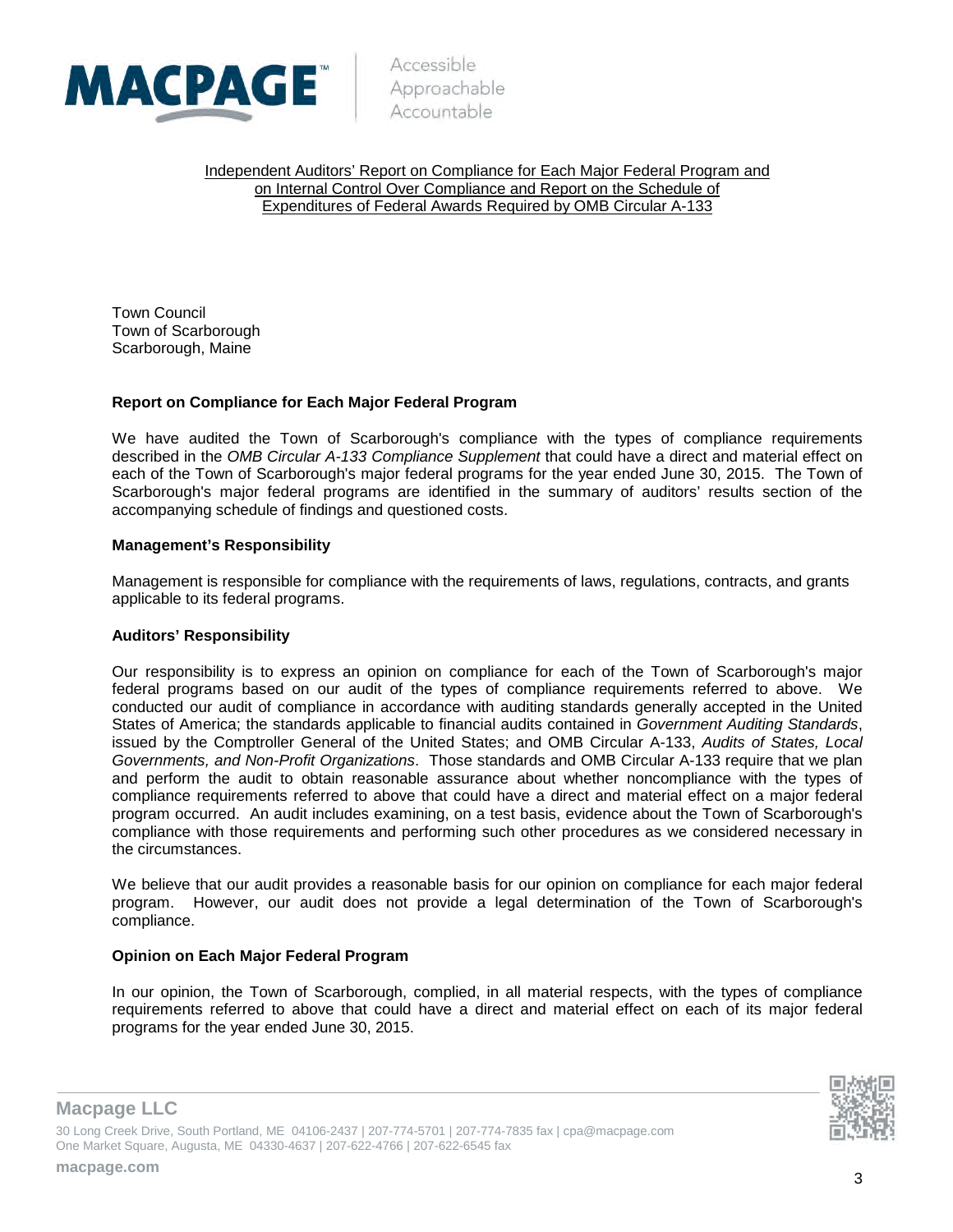Independent Auditors' Report on Compliance for Each Major Federal Program and on Internal Control Over Compliance and Report on the Schedule of Expenditures of Federal Awards Required by OMB Circular A-133

Town Council
Town of Scarborough
Scarborough, Maine

**Report on Compliance for Each Major Federal Program**

We have audited the Town of Scarborough's compliance with the types of compliance requirements described in the *OMB Circular A-133 Compliance Supplement* that could have a direct and material effect on each of the Town of Scarborough's major federal programs for the year ended June 30, 2015. The Town of Scarborough's major federal programs are identified in the summary of auditors' results section of the accompanying schedule of findings and questioned costs.

**Management's Responsibility**

Management is responsible for compliance with the requirements of laws, regulations, contracts, and grants applicable to its federal programs.

**Auditors' Responsibility**

Our responsibility is to express an opinion on compliance for each of the Town of Scarborough's major federal programs based on our audit of the types of compliance requirements referred to above. We conducted our audit of compliance in accordance with auditing standards generally accepted in the United States of America; the standards applicable to financial audits contained in *Government Auditing Standards*, issued by the Comptroller General of the United States; and OMB Circular A-133, *Audits of States, Local Governments, and Non-Profit Organizations*. Those standards and OMB Circular A-133 require that we plan and perform the audit to obtain reasonable assurance about whether noncompliance with the types of compliance requirements referred to above that could have a direct and material effect on a major federal program occurred. An audit includes examining, on a test basis, evidence about the Town of Scarborough's compliance with those requirements and performing such other procedures as we considered necessary in the circumstances.

We believe that our audit provides a reasonable basis for our opinion on compliance for each major federal program. However, our audit does not provide a legal determination of the Town of Scarborough's compliance.

**Opinion on Each Major Federal Program**

In our opinion, the Town of Scarborough, complied, in all material respects, with the types of compliance requirements referred to above that could have a direct and material effect on each of its major federal programs for the year ended June 30, 2015.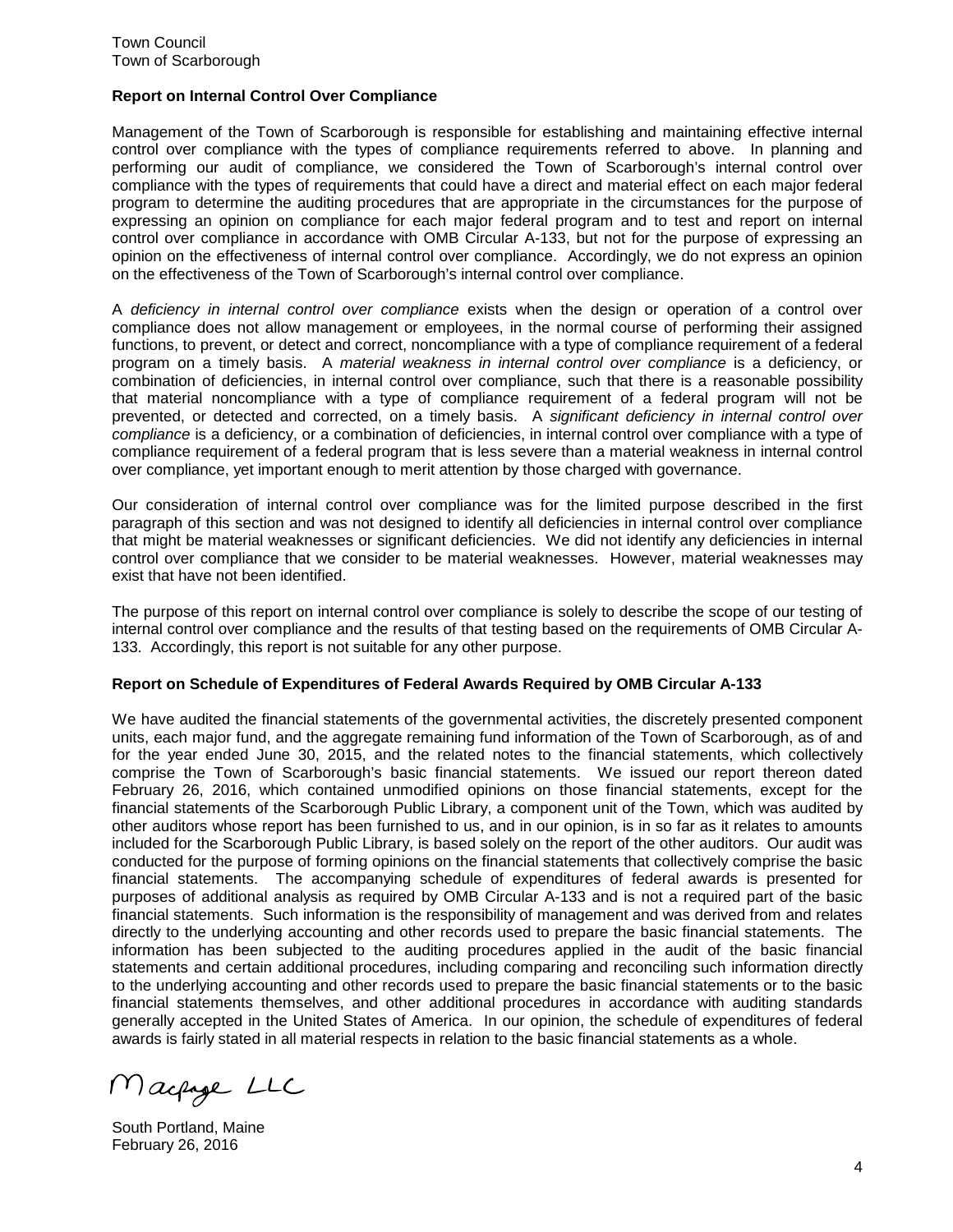Town Council
Town of Scarborough

**Report on Internal Control Over Compliance**

Management of the Town of Scarborough is responsible for establishing and maintaining effective internal control over compliance with the types of compliance requirements referred to above. In planning and performing our audit of compliance, we considered the Town of Scarborough's internal control over compliance with the types of requirements that could have a direct and material effect on each major federal program to determine the auditing procedures that are appropriate in the circumstances for the purpose of expressing an opinion on compliance for each major federal program and to test and report on internal control over compliance in accordance with OMB Circular A-133, but not for the purpose of expressing an opinion on the effectiveness of internal control over compliance. Accordingly, we do not express an opinion on the effectiveness of the Town of Scarborough's internal control over compliance.

A *deficiency in internal control over compliance* exists when the design or operation of a control over compliance does not allow management or employees, in the normal course of performing their assigned functions, to prevent, or detect and correct, noncompliance with a type of compliance requirement of a federal program on a timely basis. A *material weakness in internal control over compliance* is a deficiency, or combination of deficiencies, in internal control over compliance, such that there is a reasonable possibility that material noncompliance with a type of compliance requirement of a federal program will not be prevented, or detected and corrected, on a timely basis. A *significant deficiency in internal control over compliance* is a deficiency, or a combination of deficiencies, in internal control over compliance with a type of compliance requirement of a federal program that is less severe than a material weakness in internal control over compliance, yet important enough to merit attention by those charged with governance.

Our consideration of internal control over compliance was for the limited purpose described in the first paragraph of this section and was not designed to identify all deficiencies in internal control over compliance that might be material weaknesses or significant deficiencies. We did not identify any deficiencies in internal control over compliance that we consider to be material weaknesses. However, material weaknesses may exist that have not been identified.

The purpose of this report on internal control over compliance is solely to describe the scope of our testing of internal control over compliance and the results of that testing based on the requirements of OMB Circular A-133. Accordingly, this report is not suitable for any other purpose.

**Report on Schedule of Expenditures of Federal Awards Required by OMB Circular A-133**

We have audited the financial statements of the governmental activities, the discretely presented component units, each major fund, and the aggregate remaining fund information of the Town of Scarborough, as of and for the year ended June 30, 2015, and the related notes to the financial statements, which collectively comprise the Town of Scarborough's basic financial statements. We issued our report thereon dated February 26, 2016, which contained unmodified opinions on those financial statements, except for the financial statements of the Scarborough Public Library, a component unit of the Town, which was audited by other auditors whose report has been furnished to us, and in our opinion, is in so far as it relates to amounts included for the Scarborough Public Library, is based solely on the report of the other auditors. Our audit was conducted for the purpose of forming opinions on the financial statements that collectively comprise the basic financial statements. The accompanying schedule of expenditures of federal awards is presented for purposes of additional analysis as required by OMB Circular A-133 and is not a required part of the basic financial statements. Such information is the responsibility of management and was derived from and relates directly to the underlying accounting and other records used to prepare the basic financial statements. The information has been subjected to the auditing procedures applied in the audit of the basic financial statements and certain additional procedures, including comparing and reconciling such information directly to the underlying accounting and other records used to prepare the basic financial statements or to the basic financial statements themselves, and other additional procedures in accordance with auditing standards generally accepted in the United States of America. In our opinion, the schedule of expenditures of federal awards is fairly stated in all material respects in relation to the basic financial statements as a whole.

Macpage LLC

South Portland, Maine
February 26, 2016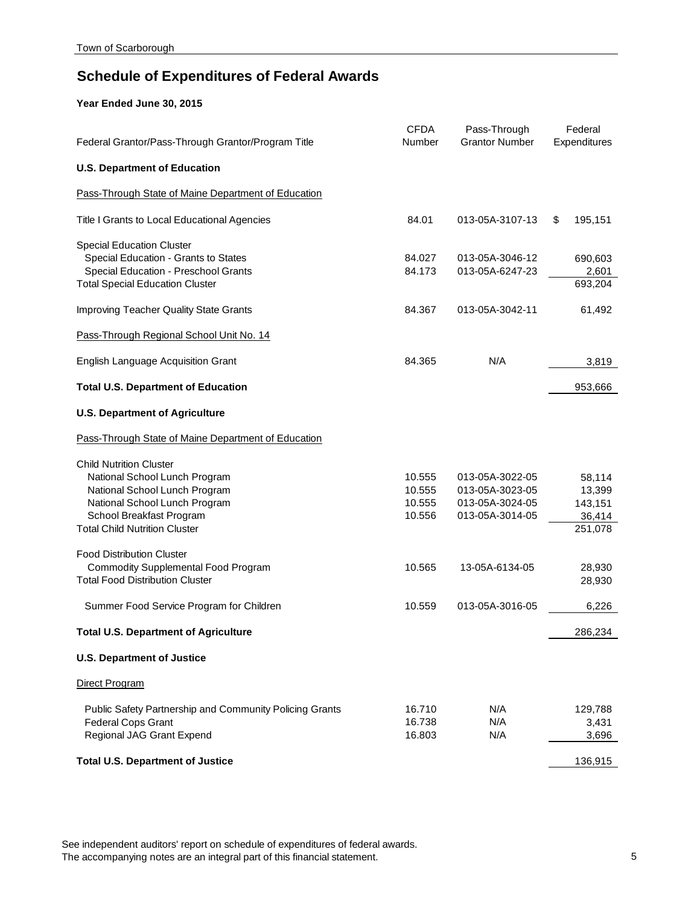Town of Scarborough

## Schedule of Expenditures of Federal Awards

**Year Ended June 30, 2015**

| Federal Grantor/Pass-Through Grantor/Program Title | CFDA Number | Pass-Through Grantor Number | Federal Expenditures |
|---|---|---|---|
| **U.S. Department of Education** | | | |
| Pass-Through State of Maine Department of Education | | | |
| Title I Grants to Local Educational Agencies | 84.01 | 013-05A-3107-13 | $ 195,151 |
| Special Education Cluster | | | |
| Special Education - Grants to States | 84.027 | 013-05A-3046-12 | 690,603 |
| Special Education - Preschool Grants | 84.173 | 013-05A-6247-23 | 2,601 |
| Total Special Education Cluster | | | 693,204 |
| Improving Teacher Quality State Grants | 84.367 | 013-05A-3042-11 | 61,492 |
| Pass-Through Regional School Unit No. 14 | | | |
| English Language Acquisition Grant | 84.365 | N/A | 3,819 |
| **Total U.S. Department of Education** | | | 953,666 |
| **U.S. Department of Agriculture** | | | |
| Pass-Through State of Maine Department of Education | | | |
| Child Nutrition Cluster | | | |
| National School Lunch Program | 10.555 | 013-05A-3022-05 | 58,114 |
| National School Lunch Program | 10.555 | 013-05A-3023-05 | 13,399 |
| National School Lunch Program | 10.555 | 013-05A-3024-05 | 143,151 |
| School Breakfast Program | 10.556 | 013-05A-3014-05 | 36,414 |
| Total Child Nutrition Cluster | | | 251,078 |
| Food Distribution Cluster | | | |
| Commodity Supplemental Food Program | 10.565 | 13-05A-6134-05 | 28,930 |
| Total Food Distribution Cluster | | | 28,930 |
| Summer Food Service Program for Children | 10.559 | 013-05A-3016-05 | 6,226 |
| **Total U.S. Department of Agriculture** | | | 286,234 |
| **U.S. Department of Justice** | | | |
| Direct Program | | | |
| Public Safety Partnership and Community Policing Grants | 16.710 | N/A | 129,788 |
| Federal Cops Grant | 16.738 | N/A | 3,431 |
| Regional JAG Grant Expend | 16.803 | N/A | 3,696 |
| **Total U.S. Department of Justice** | | | 136,915 |

See independent auditors' report on schedule of expenditures of federal awards.
The accompanying notes are an integral part of this financial statement.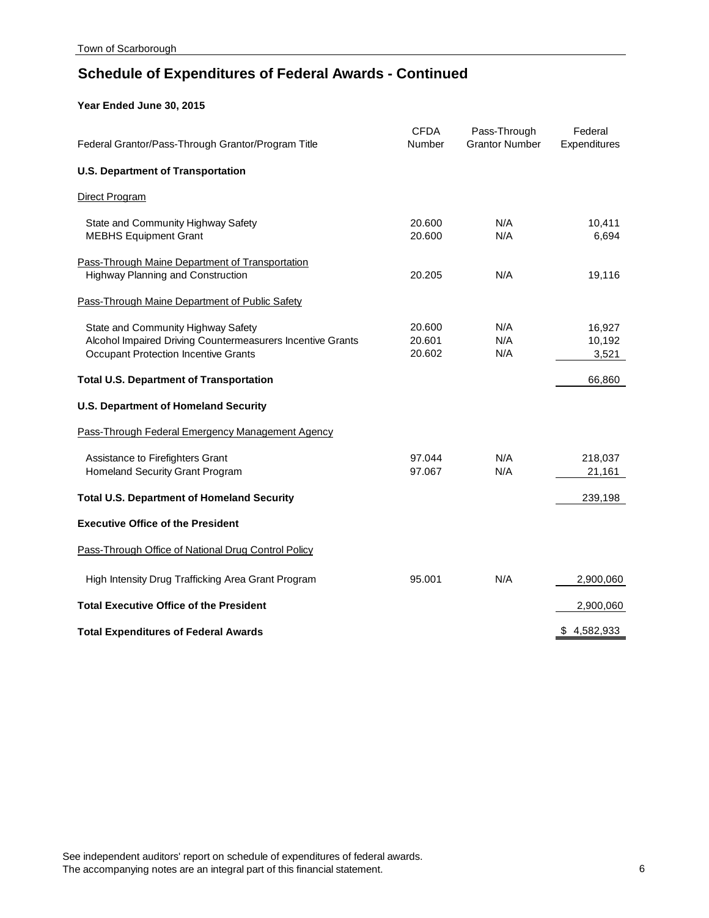Town of Scarborough

# Schedule of Expenditures of Federal Awards - Continued

**Year Ended June 30, 2015**

| Federal Grantor/Pass-Through Grantor/Program Title | CFDA Number | Pass-Through Grantor Number | Federal Expenditures |
|---|---|---|---|
| **U.S. Department of Transportation** | | | |
| Direct Program | | | |
| State and Community Highway Safety | 20.600 | N/A | 10,411 |
| MEBHS Equipment Grant | 20.600 | N/A | 6,694 |
| Pass-Through Maine Department of Transportation | | | |
| Highway Planning and Construction | 20.205 | N/A | 19,116 |
| Pass-Through Maine Department of Public Safety | | | |
| State and Community Highway Safety | 20.600 | N/A | 16,927 |
| Alcohol Impaired Driving Countermeasurers Incentive Grants | 20.601 | N/A | 10,192 |
| Occupant Protection Incentive Grants | 20.602 | N/A | 3,521 |
| **Total U.S. Department of Transportation** | | | 66,860 |
| **U.S. Department of Homeland Security** | | | |
| Pass-Through Federal Emergency Management Agency | | | |
| Assistance to Firefighters Grant | 97.044 | N/A | 218,037 |
| Homeland Security Grant Program | 97.067 | N/A | 21,161 |
| **Total U.S. Department of Homeland Security** | | | 239,198 |
| **Executive Office of the President** | | | |
| Pass-Through Office of National Drug Control Policy | | | |
| High Intensity Drug Trafficking Area Grant Program | 95.001 | N/A | 2,900,060 |
| **Total Executive Office of the President** | | | 2,900,060 |
| **Total Expenditures of Federal Awards** | | | $ 4,582,933 |

See independent auditors' report on schedule of expenditures of federal awards.
The accompanying notes are an integral part of this financial statement.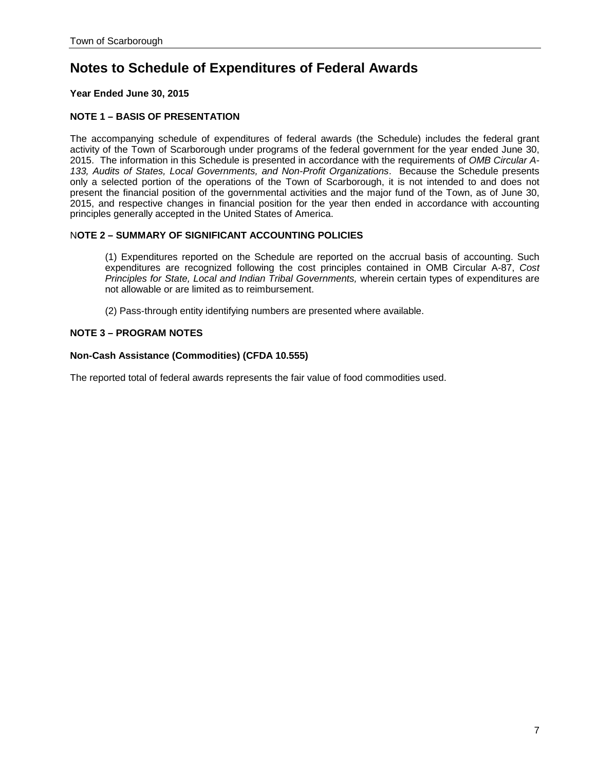# Notes to Schedule of Expenditures of Federal Awards

**Year Ended June 30, 2015**

**NOTE 1 – BASIS OF PRESENTATION**

The accompanying schedule of expenditures of federal awards (the Schedule) includes the federal grant activity of the Town of Scarborough under programs of the federal government for the year ended June 30, 2015. The information in this Schedule is presented in accordance with the requirements of *OMB Circular A-133, Audits of States, Local Governments, and Non-Profit Organizations*. Because the Schedule presents only a selected portion of the operations of the Town of Scarborough, it is not intended to and does not present the financial position of the governmental activities and the major fund of the Town, as of June 30, 2015, and respective changes in financial position for the year then ended in accordance with accounting principles generally accepted in the United States of America.

**NOTE 2 – SUMMARY OF SIGNIFICANT ACCOUNTING POLICIES**

(1) Expenditures reported on the Schedule are reported on the accrual basis of accounting. Such expenditures are recognized following the cost principles contained in OMB Circular A-87, *Cost Principles for State, Local and Indian Tribal Governments,* wherein certain types of expenditures are not allowable or are limited as to reimbursement.

(2) Pass-through entity identifying numbers are presented where available.

**NOTE 3 – PROGRAM NOTES**

**Non-Cash Assistance (Commodities) (CFDA 10.555)**

The reported total of federal awards represents the fair value of food commodities used.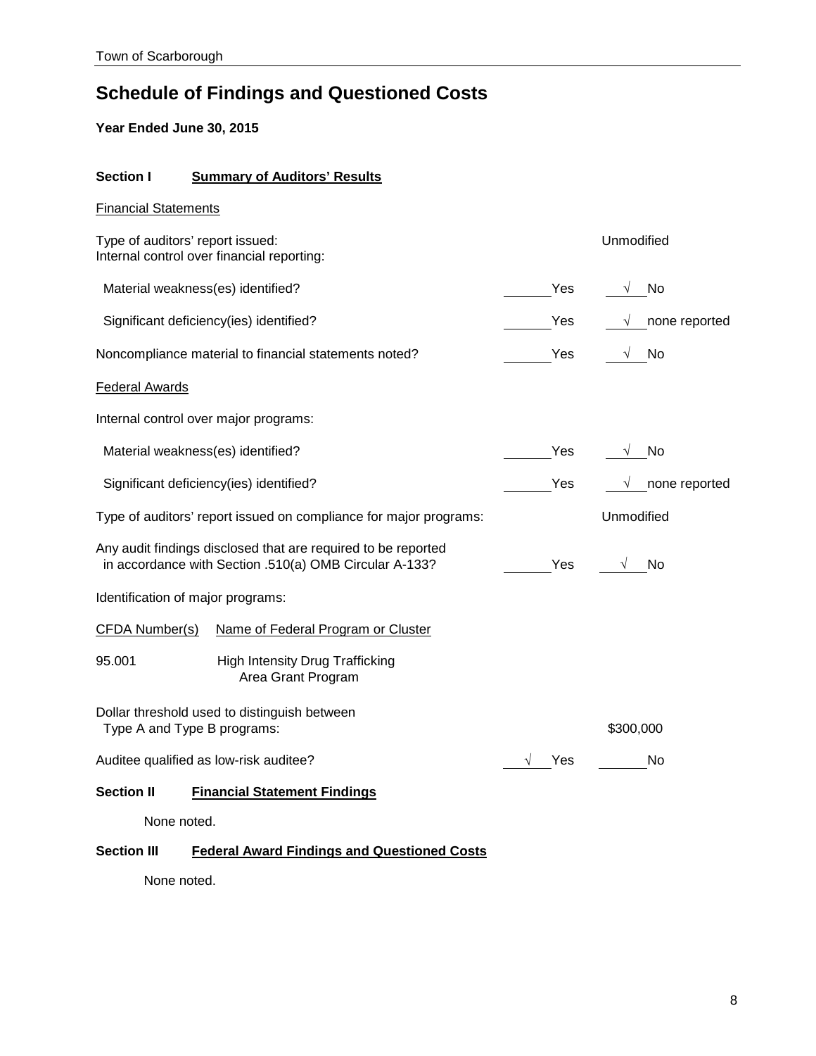# Schedule of Findings and Questioned Costs

**Year Ended June 30, 2015**

**Section I** **Summary of Auditors' Results**

Financial Statements

| | | |
|---|---|---|
| Type of auditors' report issued: | | Unmodified |
| Internal control over financial reporting: | | |
| Material weakness(es) identified? | ____ Yes | √ No |
| Significant deficiency(ies) identified? | ____ Yes | √ none reported |
| Noncompliance material to financial statements noted? | ____ Yes | √ No |

Federal Awards

| | | |
|---|---|---|
| Internal control over major programs: | | |
| Material weakness(es) identified? | ____ Yes | √ No |
| Significant deficiency(ies) identified? | ____ Yes | √ none reported |
| Type of auditors' report issued on compliance for major programs: | | Unmodified |
| Any audit findings disclosed that are required to be reported in accordance with Section .510(a) OMB Circular A-133? | ____ Yes | √ No |

Identification of major programs:

| CFDA Number(s) | Name of Federal Program or Cluster |
|---|---|
| 95.001 | High Intensity Drug Trafficking Area Grant Program |

| | | |
|---|---|---|
| Dollar threshold used to distinguish between Type A and Type B programs: | | \$300,000 |
| Auditee qualified as low-risk auditee? | √ Yes | ____ No |

**Section II** **Financial Statement Findings**

None noted.

**Section III** **Federal Award Findings and Questioned Costs**

None noted.